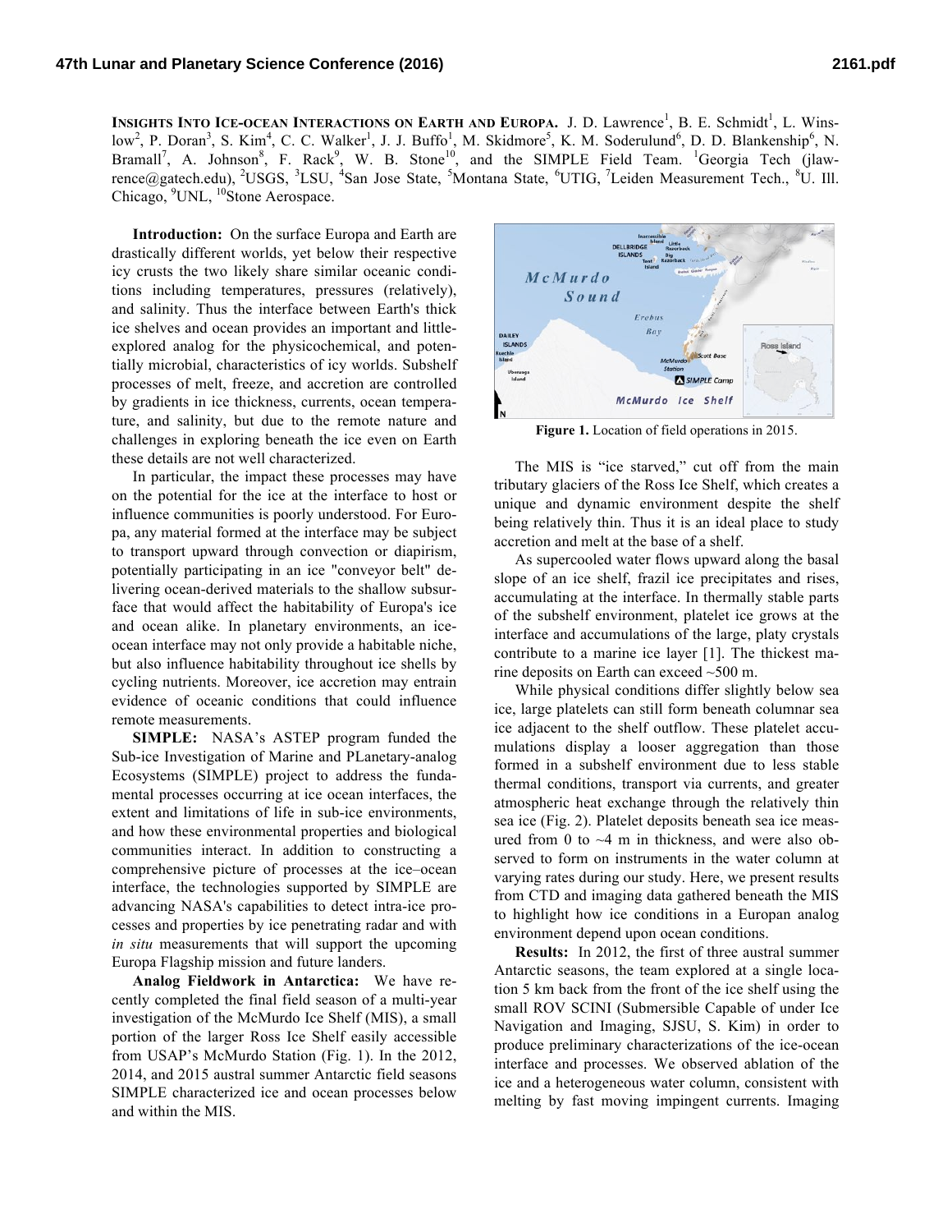**INSIGHTS INTO ICE-OCEAN INTERACTIONS ON EARTH AND EUROPA.** J. D. Lawrence[1], B. E. Schmidt[1], L. Winslow[2], P. Doran[3], S. Kim[4], C. C. Walker[1], J. J. Buffo[1], M. Skidmore[5], K. M. Soderulund[6], D. D. Blankenship[6], N. Bramall[7], A. Johnson[8], F. Rack[9], W. B. Stone[10], and the SIMPLE Field Team. [1]Georgia Tech (jlawrence@gatech.edu), [2]USGS, [3]LSU, [4]San Jose State, [5]Montana State, [6]UTIG, [7]Leiden Measurement Tech., [8]U. Ill. Chicago, [9]UNL, [10]Stone Aerospace.

**Introduction:** On the surface Europa and Earth are drastically different worlds, yet below their respective icy crusts the two likely share similar oceanic conditions including temperatures, pressures (relatively), and salinity. Thus the interface between Earth's thick ice shelves and ocean provides an important and little-explored analog for the physicochemical, and potentially microbial, characteristics of icy worlds. Subshelf processes of melt, freeze, and accretion are controlled by gradients in ice thickness, currents, ocean temperature, and salinity, but due to the remote nature and challenges in exploring beneath the ice even on Earth these details are not well characterized.

In particular, the impact these processes may have on the potential for the ice at the interface to host or influence communities is poorly understood. For Europa, any material formed at the interface may be subject to transport upward through convection or diapirism, potentially participating in an ice "conveyor belt" delivering ocean-derived materials to the shallow subsurface that would affect the habitability of Europa's ice and ocean alike. In planetary environments, an ice-ocean interface may not only provide a habitable niche, but also influence habitability throughout ice shells by cycling nutrients. Moreover, ice accretion may entrain evidence of oceanic conditions that could influence remote measurements.

**SIMPLE:** NASA's ASTEP program funded the Sub-ice Investigation of Marine and PLanetary-analog Ecosystems (SIMPLE) project to address the fundamental processes occurring at ice ocean interfaces, the extent and limitations of life in sub-ice environments, and how these environmental properties and biological communities interact. In addition to constructing a comprehensive picture of processes at the ice–ocean interface, the technologies supported by SIMPLE are advancing NASA's capabilities to detect intra-ice processes and properties by ice penetrating radar and with *in situ* measurements that will support the upcoming Europa Flagship mission and future landers.

**Analog Fieldwork in Antarctica:** We have recently completed the final field season of a multi-year investigation of the McMurdo Ice Shelf (MIS), a small portion of the larger Ross Ice Shelf easily accessible from USAP's McMurdo Station (Fig. 1). In the 2012, 2014, and 2015 austral summer Antarctic field seasons SIMPLE characterized ice and ocean processes below and within the MIS.

**Figure 1.** Location of field operations in 2015.

The MIS is "ice starved," cut off from the main tributary glaciers of the Ross Ice Shelf, which creates a unique and dynamic environment despite the shelf being relatively thin. Thus it is an ideal place to study accretion and melt at the base of a shelf.

As supercooled water flows upward along the basal slope of an ice shelf, frazil ice precipitates and rises, accumulating at the interface. In thermally stable parts of the subshelf environment, platelet ice grows at the interface and accumulations of the large, platy crystals contribute to a marine ice layer [1]. The thickest marine deposits on Earth can exceed ~500 m.

While physical conditions differ slightly below sea ice, large platelets can still form beneath columnar sea ice adjacent to the shelf outflow. These platelet accumulations display a looser aggregation than those formed in a subshelf environment due to less stable thermal conditions, transport via currents, and greater atmospheric heat exchange through the relatively thin sea ice (Fig. 2). Platelet deposits beneath sea ice measured from 0 to ~4 m in thickness, and were also observed to form on instruments in the water column at varying rates during our study. Here, we present results from CTD and imaging data gathered beneath the MIS to highlight how ice conditions in a Europan analog environment depend upon ocean conditions.

**Results:** In 2012, the first of three austral summer Antarctic seasons, the team explored at a single location 5 km back from the front of the ice shelf using the small ROV SCINI (Submersible Capable of under Ice Navigation and Imaging, SJSU, S. Kim) in order to produce preliminary characterizations of the ice-ocean interface and processes. We observed ablation of the ice and a heterogeneous water column, consistent with melting by fast moving impingent currents. Imaging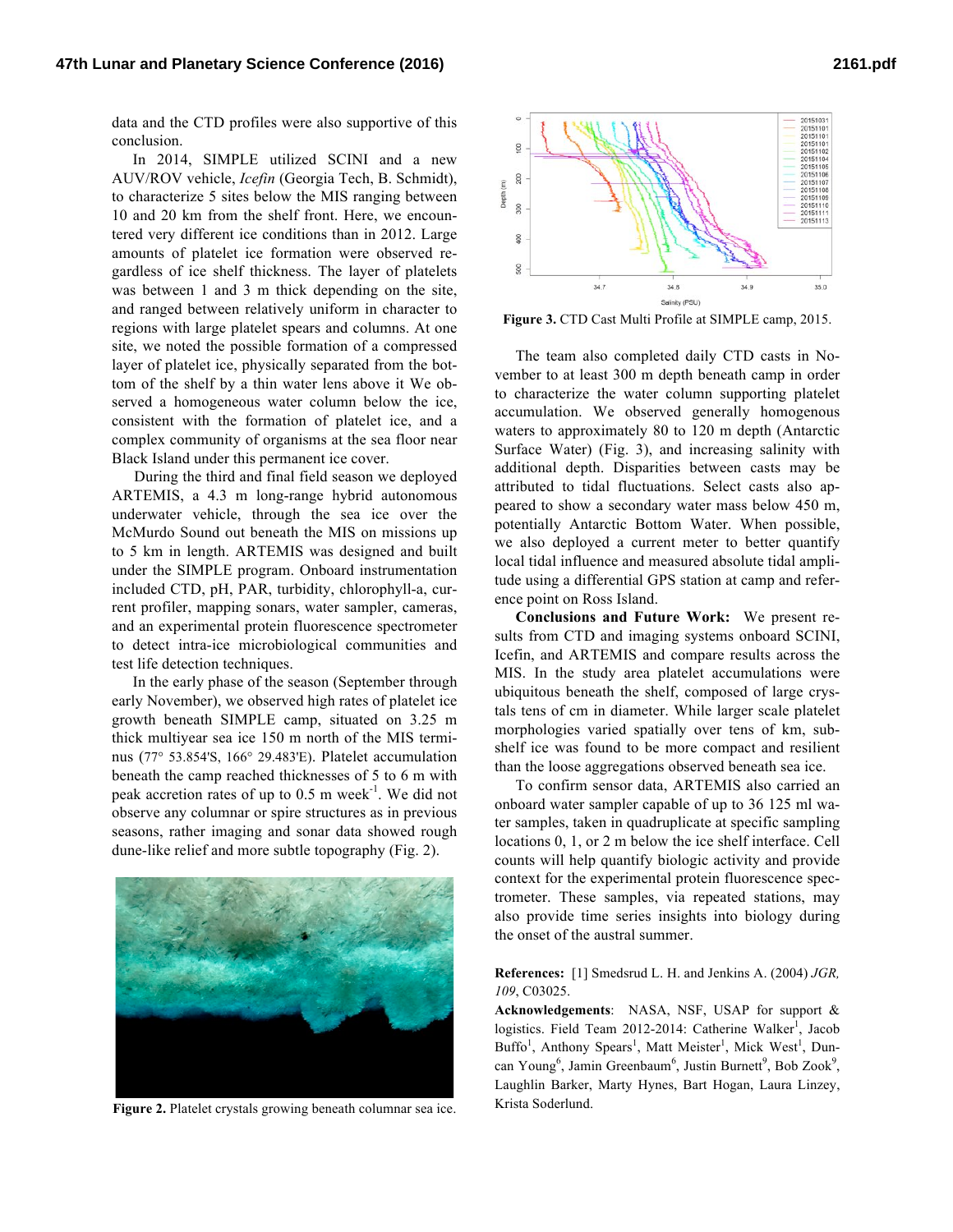data and the CTD profiles were also supportive of this conclusion.

In 2014, SIMPLE utilized SCINI and a new AUV/ROV vehicle, *Icefin* (Georgia Tech, B. Schmidt), to characterize 5 sites below the MIS ranging between 10 and 20 km from the shelf front. Here, we encountered very different ice conditions than in 2012. Large amounts of platelet ice formation were observed regardless of ice shelf thickness. The layer of platelets was between 1 and 3 m thick depending on the site, and ranged between relatively uniform in character to regions with large platelet spears and columns. At one site, we noted the possible formation of a compressed layer of platelet ice, physically separated from the bottom of the shelf by a thin water lens above it We observed a homogeneous water column below the ice, consistent with the formation of platelet ice, and a complex community of organisms at the sea floor near Black Island under this permanent ice cover.

During the third and final field season we deployed ARTEMIS, a 4.3 m long-range hybrid autonomous underwater vehicle, through the sea ice over the McMurdo Sound out beneath the MIS on missions up to 5 km in length. ARTEMIS was designed and built under the SIMPLE program. Onboard instrumentation included CTD, pH, PAR, turbidity, chlorophyll-a, current profiler, mapping sonars, water sampler, cameras, and an experimental protein fluorescence spectrometer to detect intra-ice microbiological communities and test life detection techniques.

In the early phase of the season (September through early November), we observed high rates of platelet ice growth beneath SIMPLE camp, situated on 3.25 m thick multiyear sea ice 150 m north of the MIS terminus (77° 53.854'S, 166° 29.483'E). Platelet accumulation beneath the camp reached thicknesses of 5 to 6 m with peak accretion rates of up to 0.5 m week$^{-1}$. We did not observe any columnar or spire structures as in previous seasons, rather imaging and sonar data showed rough dune-like relief and more subtle topography (Fig. 2).

**Figure 2.** Platelet crystals growing beneath columnar sea ice.

Depth (m)
0
100
200
300
400
500
34.7
34.8
34.9
35.0
Salinity (PSU)
20151031
20151101
20151101
20151101
20151102
20151104
20151105
20151106
20151107
20151108
20151109
20151110
20151111
20151113

**Figure 3.** CTD Cast Multi Profile at SIMPLE camp, 2015.

The team also completed daily CTD casts in November to at least 300 m depth beneath camp in order to characterize the water column supporting platelet accumulation. We observed generally homogenous waters to approximately 80 to 120 m depth (Antarctic Surface Water) (Fig. 3), and increasing salinity with additional depth. Disparities between casts may be attributed to tidal fluctuations. Select casts also appeared to show a secondary water mass below 450 m, potentially Antarctic Bottom Water. When possible, we also deployed a current meter to better quantify local tidal influence and measured absolute tidal amplitude using a differential GPS station at camp and reference point on Ross Island.

**Conclusions and Future Work:** We present results from CTD and imaging systems onboard SCINI, Icefin, and ARTEMIS and compare results across the MIS. In the study area platelet accumulations were ubiquitous beneath the shelf, composed of large crystals tens of cm in diameter. While larger scale platelet morphologies varied spatially over tens of km, subshelf ice was found to be more compact and resilient than the loose aggregations observed beneath sea ice.

To confirm sensor data, ARTEMIS also carried an onboard water sampler capable of up to 36 125 ml water samples, taken in quadruplicate at specific sampling locations 0, 1, or 2 m below the ice shelf interface. Cell counts will help quantify biologic activity and provide context for the experimental protein fluorescence spectrometer. These samples, via repeated stations, may also provide time series insights into biology during the onset of the austral summer.

**References:** [1] Smedsrud L. H. and Jenkins A. (2004) *JGR, 109*, C03025.

**Acknowledgements**: NASA, NSF, USAP for support & logistics. Field Team 2012-2014: Catherine Walker[1], Jacob Buffo[1], Anthony Spears[1], Matt Meister[1], Mick West[1], Duncan Young[6], Jamin Greenbaum[6], Justin Burnett[9], Bob Zook[9], Laughlin Barker, Marty Hynes, Bart Hogan, Laura Linzey, Krista Soderlund.